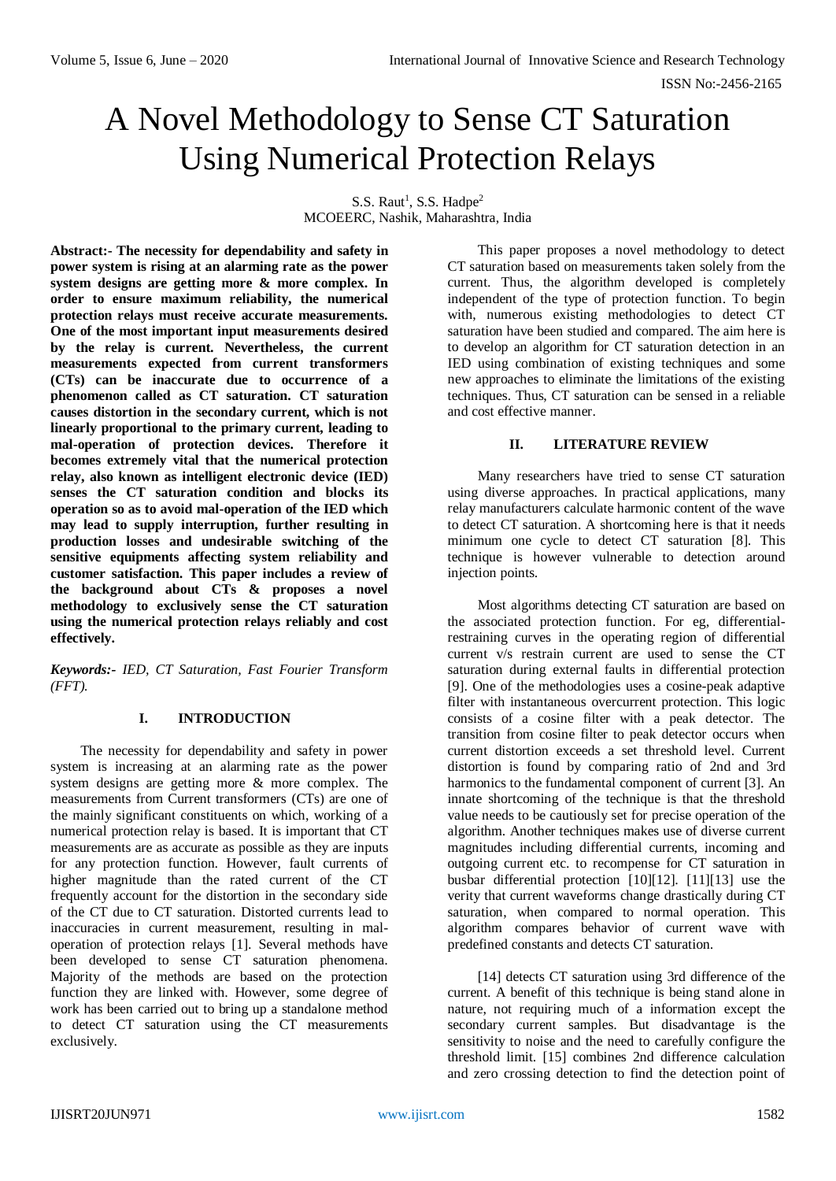# A Novel Methodology to Sense CT Saturation Using Numerical Protection Relays

S.S. Raut[1], S.S. Hadpe[2]
MCOEERC, Nashik, Maharashtra, India

**Abstract:- The necessity for dependability and safety in power system is rising at an alarming rate as the power system designs are getting more & more complex. In order to ensure maximum reliability, the numerical protection relays must receive accurate measurements. One of the most important input measurements desired by the relay is current. Nevertheless, the current measurements expected from current transformers (CTs) can be inaccurate due to occurrence of a phenomenon called as CT saturation. CT saturation causes distortion in the secondary current, which is not linearly proportional to the primary current, leading to mal-operation of protection devices. Therefore it becomes extremely vital that the numerical protection relay, also known as intelligent electronic device (IED) senses the CT saturation condition and blocks its operation so as to avoid mal-operation of the IED which may lead to supply interruption, further resulting in production losses and undesirable switching of the sensitive equipments affecting system reliability and customer satisfaction. This paper includes a review of the background about CTs & proposes a novel methodology to exclusively sense the CT saturation using the numerical protection relays reliably and cost effectively.**

***Keywords:-*** *IED, CT Saturation, Fast Fourier Transform (FFT).*

## I. INTRODUCTION

The necessity for dependability and safety in power system is increasing at an alarming rate as the power system designs are getting more & more complex. The measurements from Current transformers (CTs) are one of the mainly significant constituents on which, working of a numerical protection relay is based. It is important that CT measurements are as accurate as possible as they are inputs for any protection function. However, fault currents of higher magnitude than the rated current of the CT frequently account for the distortion in the secondary side of the CT due to CT saturation. Distorted currents lead to inaccuracies in current measurement, resulting in mal-operation of protection relays [1]. Several methods have been developed to sense CT saturation phenomena. Majority of the methods are based on the protection function they are linked with. However, some degree of work has been carried out to bring up a standalone method to detect CT saturation using the CT measurements exclusively.

This paper proposes a novel methodology to detect CT saturation based on measurements taken solely from the current. Thus, the algorithm developed is completely independent of the type of protection function. To begin with, numerous existing methodologies to detect CT saturation have been studied and compared. The aim here is to develop an algorithm for CT saturation detection in an IED using combination of existing techniques and some new approaches to eliminate the limitations of the existing techniques. Thus, CT saturation can be sensed in a reliable and cost effective manner.

## II. LITERATURE REVIEW

Many researchers have tried to sense CT saturation using diverse approaches. In practical applications, many relay manufacturers calculate harmonic content of the wave to detect CT saturation. A shortcoming here is that it needs minimum one cycle to detect CT saturation [8]. This technique is however vulnerable to detection around injection points.

Most algorithms detecting CT saturation are based on the associated protection function. For eg, differential-restraining curves in the operating region of differential current v/s restrain current are used to sense the CT saturation during external faults in differential protection [9]. One of the methodologies uses a cosine-peak adaptive filter with instantaneous overcurrent protection. This logic consists of a cosine filter with a peak detector. The transition from cosine filter to peak detector occurs when current distortion exceeds a set threshold level. Current distortion is found by comparing ratio of 2nd and 3rd harmonics to the fundamental component of current [3]. An innate shortcoming of the technique is that the threshold value needs to be cautiously set for precise operation of the algorithm. Another techniques makes use of diverse current magnitudes including differential currents, incoming and outgoing current etc. to recompense for CT saturation in busbar differential protection [10][12]. [11][13] use the verity that current waveforms change drastically during CT saturation, when compared to normal operation. This algorithm compares behavior of current wave with predefined constants and detects CT saturation.

[14] detects CT saturation using 3rd difference of the current. A benefit of this technique is being stand alone in nature, not requiring much of a information except the secondary current samples. But disadvantage is the sensitivity to noise and the need to carefully configure the threshold limit. [15] combines 2nd difference calculation and zero crossing detection to find the detection point of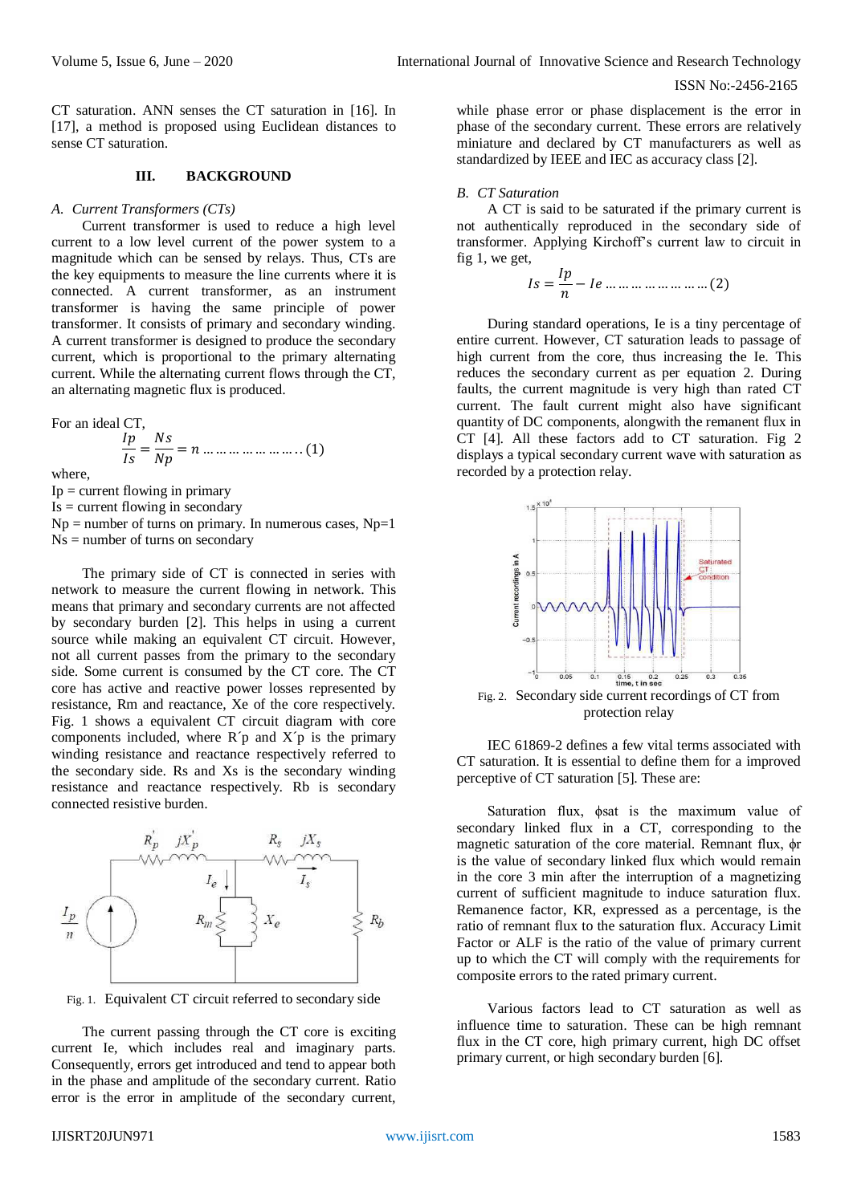CT saturation. ANN senses the CT saturation in [16]. In [17], a method is proposed using Euclidean distances to sense CT saturation.

## III. BACKGROUND

### *A. Current Transformers (CTs)*

Current transformer is used to reduce a high level current to a low level current of the power system to a magnitude which can be sensed by relays. Thus, CTs are the key equipments to measure the line currents where it is connected. A current transformer, as an instrument transformer is having the same principle of power transformer. It consists of primary and secondary winding. A current transformer is designed to produce the secondary current, which is proportional to the primary alternating current. While the alternating current flows through the CT, an alternating magnetic flux is produced.

For an ideal CT,

$$\frac{Ip}{Is} = \frac{Ns}{Np} = n \ldots\ldots\ldots\ldots\ldots\ldots\ldots (1)$$

where,
Ip = current flowing in primary
Is = current flowing in secondary
Np = number of turns on primary. In numerous cases, Np=1
Ns = number of turns on secondary

The primary side of CT is connected in series with network to measure the current flowing in network. This means that primary and secondary currents are not affected by secondary burden [2]. This helps in using a current source while making an equivalent CT circuit. However, not all current passes from the primary to the secondary side. Some current is consumed by the CT core. The CT core has active and reactive power losses represented by resistance, Rm and reactance, Xe of the core respectively. Fig. 1 shows a equivalent CT circuit diagram with core components included, where R´p and X´p is the primary winding resistance and reactance respectively referred to the secondary side. Rs and Xs is the secondary winding resistance and reactance respectively. Rb is secondary connected resistive burden.

Fig. 1. Equivalent CT circuit referred to secondary side

The current passing through the CT core is exciting current Ie, which includes real and imaginary parts. Consequently, errors get introduced and tend to appear both in the phase and amplitude of the secondary current. Ratio error is the error in amplitude of the secondary current, while phase error or phase displacement is the error in phase of the secondary current. These errors are relatively miniature and declared by CT manufacturers as well as standardized by IEEE and IEC as accuracy class [2].

### *B. CT Saturation*

A CT is said to be saturated if the primary current is not authentically reproduced in the secondary side of transformer. Applying Kirchoff's current law to circuit in fig 1, we get,

$$Is = \frac{Ip}{n} - Ie \ldots\ldots\ldots\ldots\ldots\ldots\ldots (2)$$

During standard operations, Ie is a tiny percentage of entire current. However, CT saturation leads to passage of high current from the core, thus increasing the Ie. This reduces the secondary current as per equation 2. During faults, the current magnitude is very high than rated CT current. The fault current might also have significant quantity of DC components, alongwith the remanent flux in CT [4]. All these factors add to CT saturation. Fig 2 displays a typical secondary current wave with saturation as recorded by a protection relay.

Fig. 2. Secondary side current recordings of CT from protection relay

IEC 61869-2 defines a few vital terms associated with CT saturation. It is essential to define them for a improved perceptive of CT saturation [5]. These are:

Saturation flux, $\phi sat$ is the maximum value of secondary linked flux in a CT, corresponding to the magnetic saturation of the core material. Remnant flux, $\phi r$ is the value of secondary linked flux which would remain in the core 3 min after the interruption of a magnetizing current of sufficient magnitude to induce saturation flux. Remanence factor, KR, expressed as a percentage, is the ratio of remnant flux to the saturation flux. Accuracy Limit Factor or ALF is the ratio of the value of primary current up to which the CT will comply with the requirements for composite errors to the rated primary current.

Various factors lead to CT saturation as well as influence time to saturation. These can be high remnant flux in the CT core, high primary current, high DC offset primary current, or high secondary burden [6].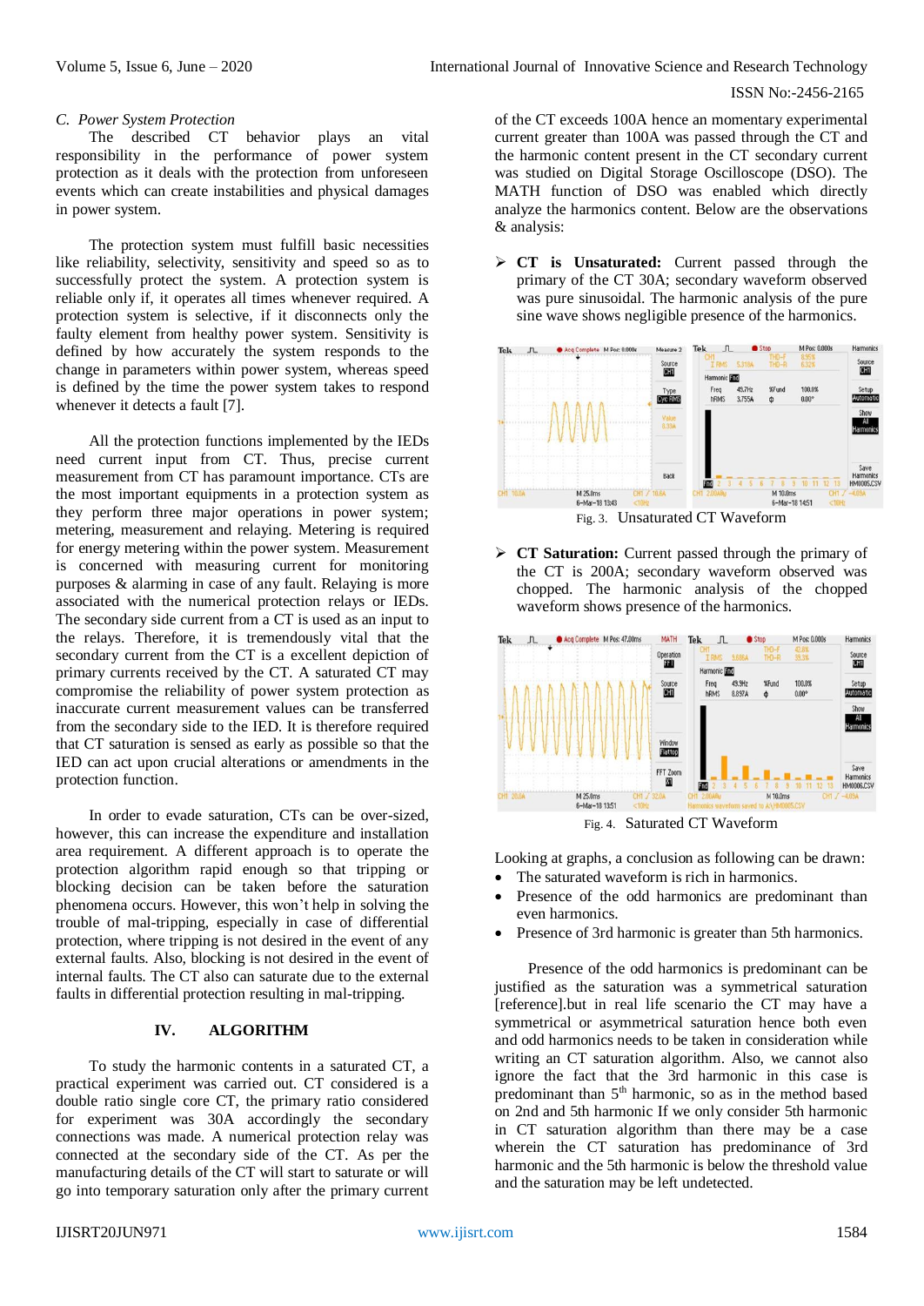### C. Power System Protection

The described CT behavior plays an vital responsibility in the performance of power system protection as it deals with the protection from unforeseen events which can create instabilities and physical damages in power system.

The protection system must fulfill basic necessities like reliability, selectivity, sensitivity and speed so as to successfully protect the system. A protection system is reliable only if, it operates all times whenever required. A protection system is selective, if it disconnects only the faulty element from healthy power system. Sensitivity is defined by how accurately the system responds to the change in parameters within power system, whereas speed is defined by the time the power system takes to respond whenever it detects a fault [7].

All the protection functions implemented by the IEDs need current input from CT. Thus, precise current measurement from CT has paramount importance. CTs are the most important equipments in a protection system as they perform three major operations in power system; metering, measurement and relaying. Metering is required for energy metering within the power system. Measurement is concerned with measuring current for monitoring purposes & alarming in case of any fault. Relaying is more associated with the numerical protection relays or IEDs. The secondary side current from a CT is used as an input to the relays. Therefore, it is tremendously vital that the secondary current from the CT is a excellent depiction of primary currents received by the CT. A saturated CT may compromise the reliability of power system protection as inaccurate current measurement values can be transferred from the secondary side to the IED. It is therefore required that CT saturation is sensed as early as possible so that the IED can act upon crucial alterations or amendments in the protection function.

In order to evade saturation, CTs can be over-sized, however, this can increase the expenditure and installation area requirement. A different approach is to operate the protection algorithm rapid enough so that tripping or blocking decision can be taken before the saturation phenomena occurs. However, this won't help in solving the trouble of mal-tripping, especially in case of differential protection, where tripping is not desired in the event of any external faults. Also, blocking is not desired in the event of internal faults. The CT also can saturate due to the external faults in differential protection resulting in mal-tripping.

## IV. ALGORITHM

To study the harmonic contents in a saturated CT, a practical experiment was carried out. CT considered is a double ratio single core CT, the primary ratio considered for experiment was 30A accordingly the secondary connections was made. A numerical protection relay was connected at the secondary side of the CT. As per the manufacturing details of the CT will start to saturate or will go into temporary saturation only after the primary current of the CT exceeds 100A hence an momentary experimental current greater than 100A was passed through the CT and the harmonic content present in the CT secondary current was studied on Digital Storage Oscilloscope (DSO). The MATH function of DSO was enabled which directly analyze the harmonics content. Below are the observations & analysis:

- **CT is Unsaturated:** Current passed through the primary of the CT 30A; secondary waveform observed was pure sinusoidal. The harmonic analysis of the pure sine wave shows negligible presence of the harmonics.

Fig. 3. Unsaturated CT Waveform

- **CT Saturation:** Current passed through the primary of the CT is 200A; secondary waveform observed was chopped. The harmonic analysis of the chopped waveform shows presence of the harmonics.

Fig. 4. Saturated CT Waveform

Looking at graphs, a conclusion as following can be drawn:

- The saturated waveform is rich in harmonics.
- Presence of the odd harmonics are predominant than even harmonics.
- Presence of 3rd harmonic is greater than 5th harmonics.

Presence of the odd harmonics is predominant can be justified as the saturation was a symmetrical saturation [reference].but in real life scenario the CT may have a symmetrical or asymmetrical saturation hence both even and odd harmonics needs to be taken in consideration while writing an CT saturation algorithm. Also, we cannot also ignore the fact that the 3rd harmonic in this case is predominant than 5th harmonic, so as in the method based on 2nd and 5th harmonic If we only consider 5th harmonic in CT saturation algorithm than there may be a case wherein the CT saturation has predominance of 3rd harmonic and the 5th harmonic is below the threshold value and the saturation may be left undetected.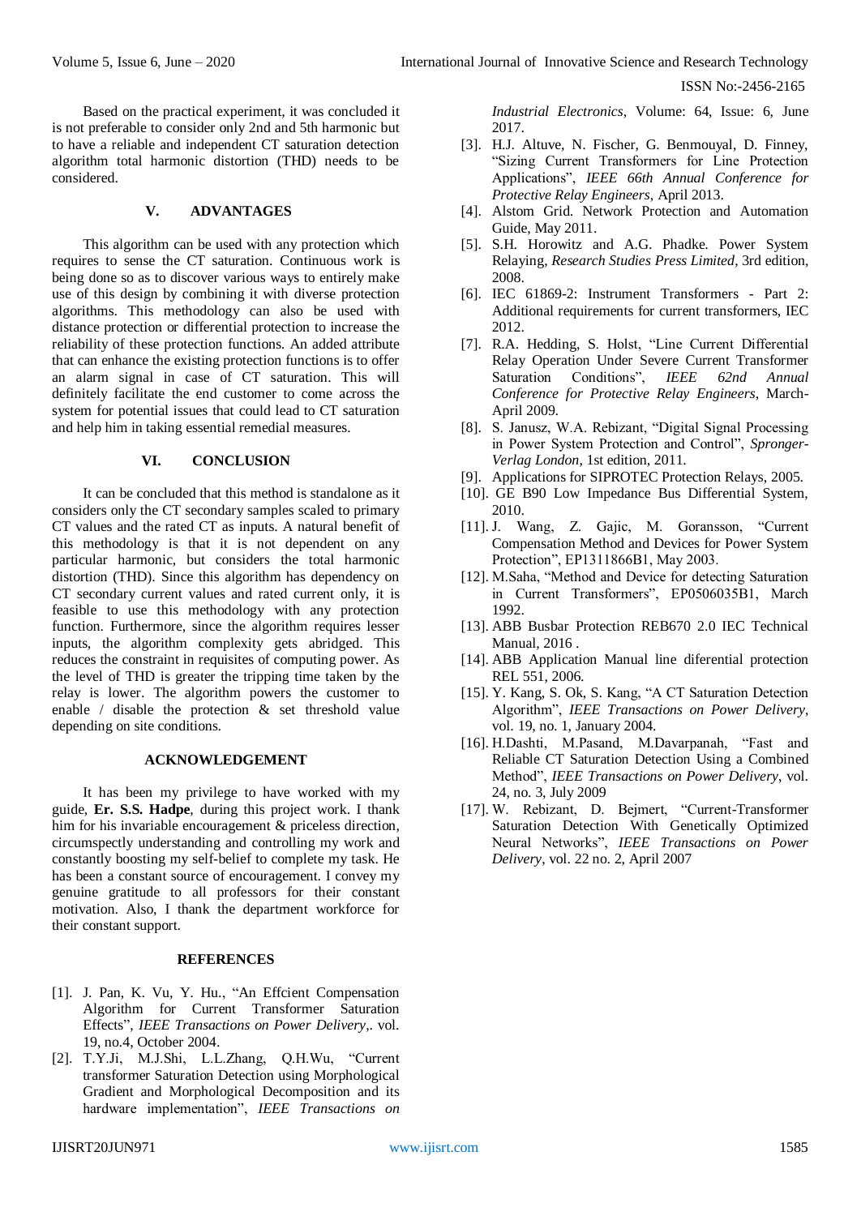Based on the practical experiment, it was concluded it is not preferable to consider only 2nd and 5th harmonic but to have a reliable and independent CT saturation detection algorithm total harmonic distortion (THD) needs to be considered.

## V. ADVANTAGES

This algorithm can be used with any protection which requires to sense the CT saturation. Continuous work is being done so as to discover various ways to entirely make use of this design by combining it with diverse protection algorithms. This methodology can also be used with distance protection or differential protection to increase the reliability of these protection functions. An added attribute that can enhance the existing protection functions is to offer an alarm signal in case of CT saturation. This will definitely facilitate the end customer to come across the system for potential issues that could lead to CT saturation and help him in taking essential remedial measures.

## VI. CONCLUSION

It can be concluded that this method is standalone as it considers only the CT secondary samples scaled to primary CT values and the rated CT as inputs. A natural benefit of this methodology is that it is not dependent on any particular harmonic, but considers the total harmonic distortion (THD). Since this algorithm has dependency on CT secondary current values and rated current only, it is feasible to use this methodology with any protection function. Furthermore, since the algorithm requires lesser inputs, the algorithm complexity gets abridged. This reduces the constraint in requisites of computing power. As the level of THD is greater the tripping time taken by the relay is lower. The algorithm powers the customer to enable / disable the protection & set threshold value depending on site conditions.

## ACKNOWLEDGEMENT

It has been my privilege to have worked with my guide, **Er. S.S. Hadpe**, during this project work. I thank him for his invariable encouragement & priceless direction, circumspectly understanding and controlling my work and constantly boosting my self-belief to complete my task. He has been a constant source of encouragement. I convey my genuine gratitude to all professors for their constant motivation. Also, I thank the department workforce for their constant support.

## REFERENCES

[1]. J. Pan, K. Vu, Y. Hu., "An Effcient Compensation Algorithm for Current Transformer Saturation Effects", *IEEE Transactions on Power Delivery*,. vol. 19, no.4, October 2004.

[2]. T.Y.Ji, M.J.Shi, L.L.Zhang, Q.H.Wu, "Current transformer Saturation Detection using Morphological Gradient and Morphological Decomposition and its hardware implementation", *IEEE Transactions on Industrial Electronics*, Volume: 64, Issue: 6, June 2017.

[3]. H.J. Altuve, N. Fischer, G. Benmouyal, D. Finney, "Sizing Current Transformers for Line Protection Applications", *IEEE 66th Annual Conference for Protective Relay Engineers*, April 2013.

[4]. Alstom Grid. Network Protection and Automation Guide, May 2011.

[5]. S.H. Horowitz and A.G. Phadke. Power System Relaying, *Research Studies Press Limited*, 3rd edition, 2008.

[6]. IEC 61869-2: Instrument Transformers - Part 2: Additional requirements for current transformers, IEC 2012.

[7]. R.A. Hedding, S. Holst, "Line Current Differential Relay Operation Under Severe Current Transformer Saturation Conditions", *IEEE 62nd Annual Conference for Protective Relay Engineers*, March-April 2009.

[8]. S. Janusz, W.A. Rebizant, "Digital Signal Processing in Power System Protection and Control", *Spronger-Verlag London*, 1st edition, 2011.

[9]. Applications for SIPROTEC Protection Relays, 2005.

[10]. GE B90 Low Impedance Bus Differential System, 2010.

[11]. J. Wang, Z. Gajic, M. Goransson, "Current Compensation Method and Devices for Power System Protection", EP1311866B1, May 2003.

[12]. M.Saha, "Method and Device for detecting Saturation in Current Transformers", EP0506035B1, March 1992.

[13]. ABB Busbar Protection REB670 2.0 IEC Technical Manual, 2016 .

[14]. ABB Application Manual line diferential protection REL 551, 2006.

[15]. Y. Kang, S. Ok, S. Kang, "A CT Saturation Detection Algorithm", *IEEE Transactions on Power Delivery*, vol. 19, no. 1, January 2004.

[16]. H.Dashti, M.Pasand, M.Davarpanah, "Fast and Reliable CT Saturation Detection Using a Combined Method", *IEEE Transactions on Power Delivery*, vol. 24, no. 3, July 2009

[17]. W. Rebizant, D. Bejmert, "Current-Transformer Saturation Detection With Genetically Optimized Neural Networks", *IEEE Transactions on Power Delivery*, vol. 22 no. 2, April 2007